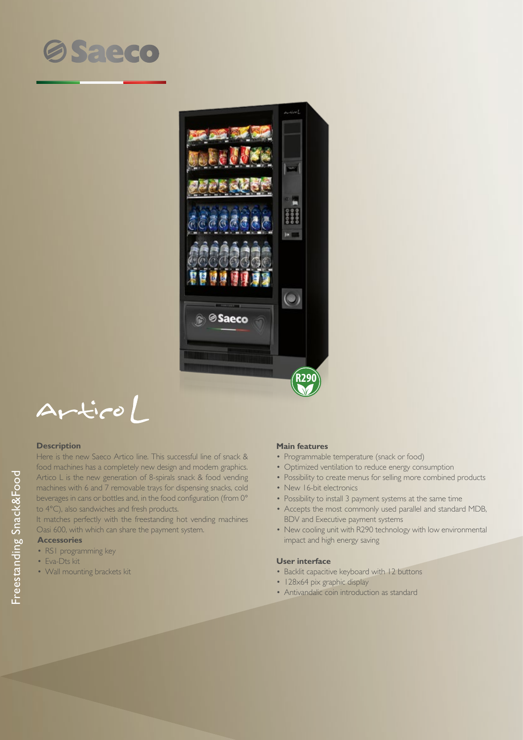# Saeco

# Artico L

## Description

Here is the new Saeco Artico line. This successful line of snack & food machines has a completely new design and modern graphics. Artico L is the new generation of 8-spirals snack & food vending machines with 6 and 7 removable trays for dispensing snacks, cold beverages in cans or bottles and, in the food configuration (from 0° to 4°C), also sandwiches and fresh products.

It matches perfectly with the freestanding hot vending machines Oasi 600, with which can share the payment system.

## Accessories

- RS1 programming key
- Eva-Dts kit
- Wall mounting brackets kit

## Main features

- Programmable temperature (snack or food)
- Optimized ventilation to reduce energy consumption
- Possibility to create menus for selling more combined products
- New 16-bit electronics
- Possibility to install 3 payment systems at the same time
- Accepts the most commonly used parallel and standard MDB, BDV and Executive payment systems
- New cooling unit with R290 technology with low environmental impact and high energy saving

## User interface

- Backlit capacitive keyboard with 12 buttons
- 128x64 pix graphic display
- Antivandalic coin introduction as standard

Freestanding Snack&Food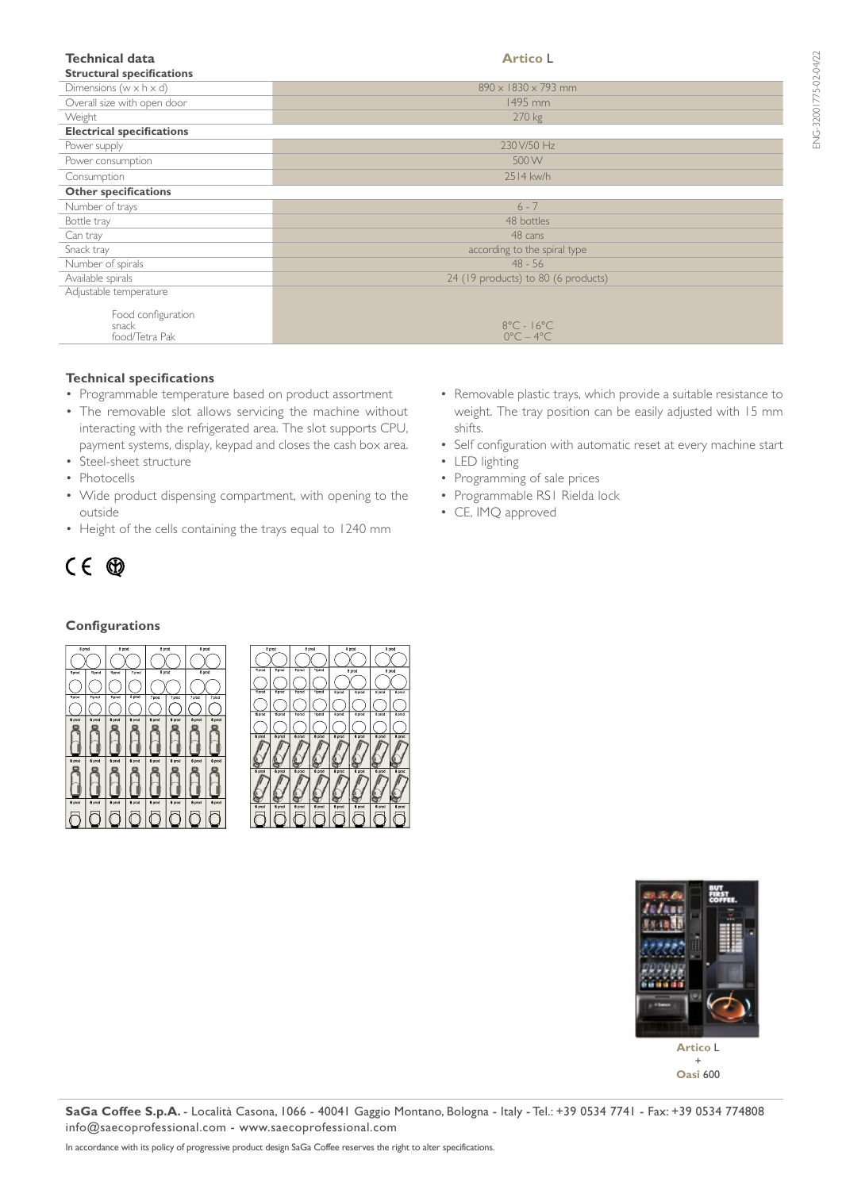| Technical data | Artico L |
|---|---|
| **Structural specifications** | |
| Dimensions (w x h x d) | 890 x 1830 x 793 mm |
| Overall size with open door | 1495 mm |
| Weight | 270 kg |
| **Electrical specifications** | |
| Power supply | 230 V/50 Hz |
| Power consumption | 500 W |
| Consumption | 2514 kw/h |
| **Other specifications** | |
| Number of trays | 6 - 7 |
| Bottle tray | 48 bottles |
| Can tray | 48 cans |
| Snack tray | according to the spiral type |
| Number of spirals | 48 - 56 |
| Available spirals | 24 (19 products) to 80 (6 products) |
| Adjustable temperature | |
| Food configuration | |
| snack | 8°C - 16°C |
| food/Tetra Pak | 0°C – 4°C |

### Technical specifications

- Programmable temperature based on product assortment
- The removable slot allows servicing the machine without interacting with the refrigerated area. The slot supports CPU, payment systems, display, keypad and closes the cash box area.
- Steel-sheet structure
- Photocells
- Wide product dispensing compartment, with opening to the outside
- Height of the cells containing the trays equal to 1240 mm
- Removable plastic trays, which provide a suitable resistance to weight. The tray position can be easily adjusted with 15 mm shifts.
- Self configuration with automatic reset at every machine start
- LED lighting
- Programming of sale prices
- Programmable RS1 Rielda lock
- CE, IMQ approved

### Configurations

**Artico** L
+
**Oasi** 600

**SaGa Coffee S.p.A.** - Località Casona, 1066 - 40041 Gaggio Montano, Bologna - Italy - Tel.: +39 0534 7741 - Fax: +39 0534 774808
info@saecoprofessional.com - www.saecoprofessional.com

In accordance with its policy of progressive product design SaGa Coffee reserves the right to alter specifications.